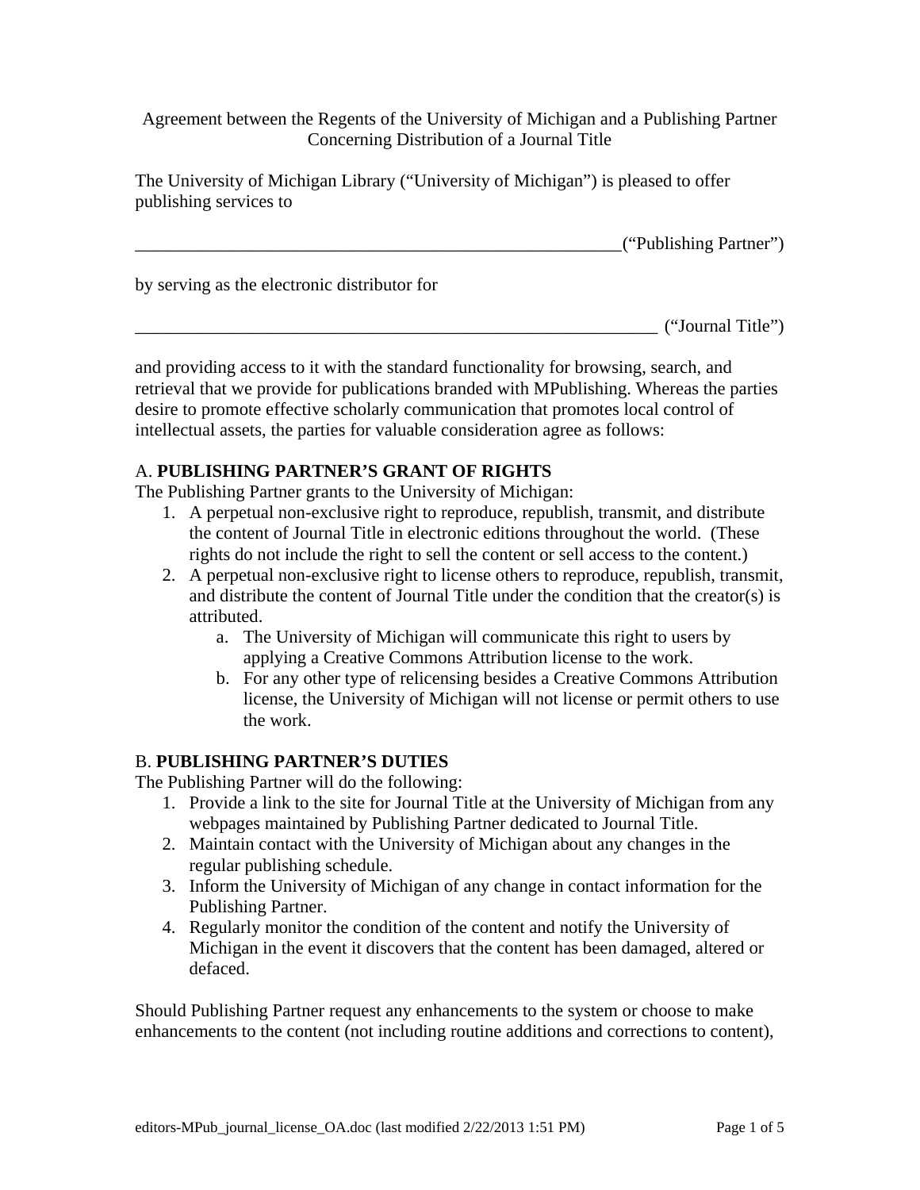Agreement between the Regents of the University of Michigan and a Publishing Partner Concerning Distribution of a Journal Title

The University of Michigan Library ("University of Michigan") is pleased to offer publishing services to

________________________________________________________("Publishing Partner")

by serving as the electronic distributor for

_____________________________________________________________ ("Journal Title")

and providing access to it with the standard functionality for browsing, search, and retrieval that we provide for publications branded with MPublishing. Whereas the parties desire to promote effective scholarly communication that promotes local control of intellectual assets, the parties for valuable consideration agree as follows:

A. **PUBLISHING PARTNER'S GRANT OF RIGHTS**

The Publishing Partner grants to the University of Michigan:

1. A perpetual non-exclusive right to reproduce, republish, transmit, and distribute the content of Journal Title in electronic editions throughout the world. (These rights do not include the right to sell the content or sell access to the content.)
2. A perpetual non-exclusive right to license others to reproduce, republish, transmit, and distribute the content of Journal Title under the condition that the creator(s) is attributed.
    a. The University of Michigan will communicate this right to users by applying a Creative Commons Attribution license to the work.
    b. For any other type of relicensing besides a Creative Commons Attribution license, the University of Michigan will not license or permit others to use the work.

B. **PUBLISHING PARTNER'S DUTIES**

The Publishing Partner will do the following:

1. Provide a link to the site for Journal Title at the University of Michigan from any webpages maintained by Publishing Partner dedicated to Journal Title.
2. Maintain contact with the University of Michigan about any changes in the regular publishing schedule.
3. Inform the University of Michigan of any change in contact information for the Publishing Partner.
4. Regularly monitor the condition of the content and notify the University of Michigan in the event it discovers that the content has been damaged, altered or defaced.

Should Publishing Partner request any enhancements to the system or choose to make enhancements to the content (not including routine additions and corrections to content),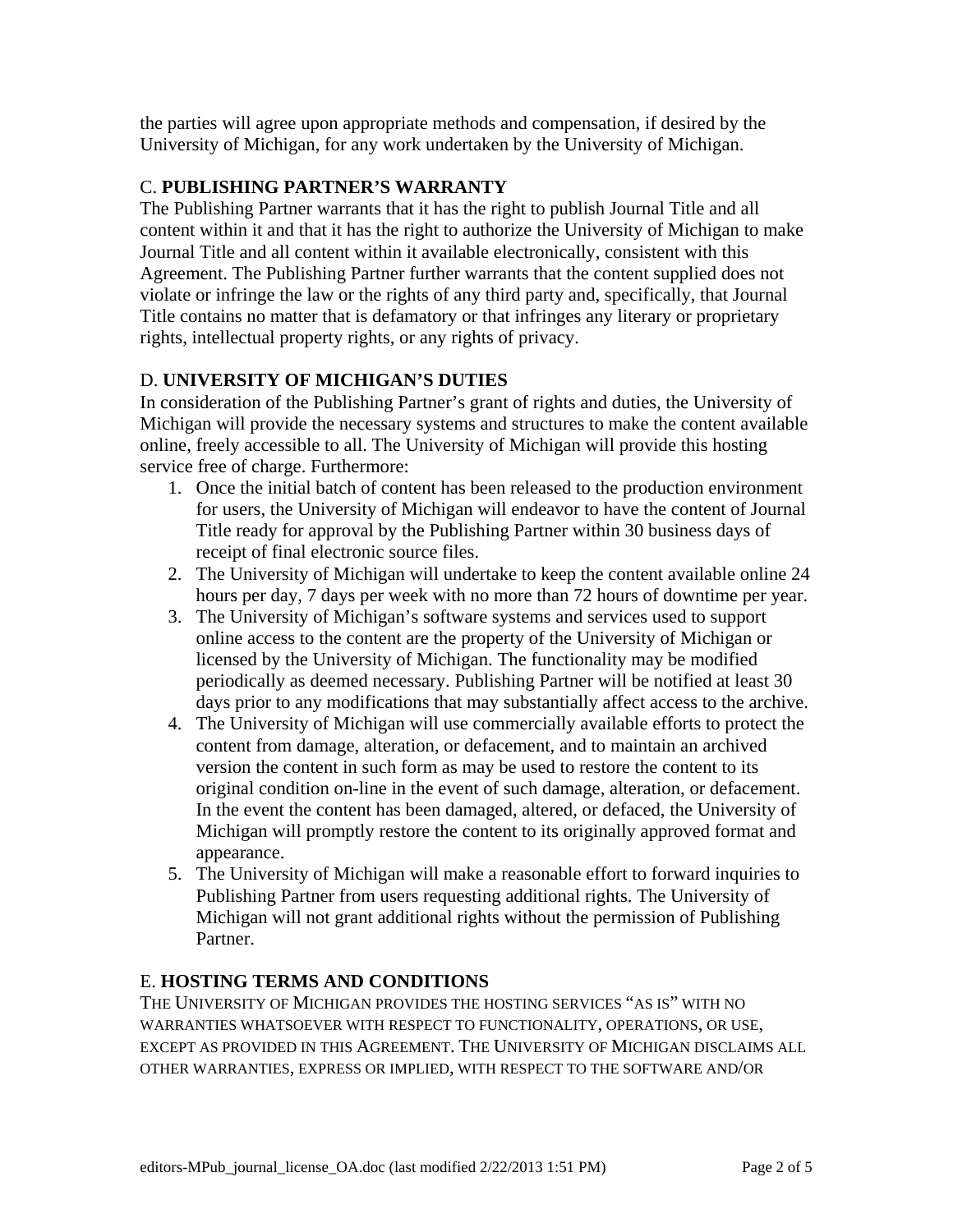the parties will agree upon appropriate methods and compensation, if desired by the University of Michigan, for any work undertaken by the University of Michigan.

## C. **PUBLISHING PARTNER'S WARRANTY**

The Publishing Partner warrants that it has the right to publish Journal Title and all content within it and that it has the right to authorize the University of Michigan to make Journal Title and all content within it available electronically, consistent with this Agreement. The Publishing Partner further warrants that the content supplied does not violate or infringe the law or the rights of any third party and, specifically, that Journal Title contains no matter that is defamatory or that infringes any literary or proprietary rights, intellectual property rights, or any rights of privacy.

## D. **UNIVERSITY OF MICHIGAN'S DUTIES**

In consideration of the Publishing Partner's grant of rights and duties, the University of Michigan will provide the necessary systems and structures to make the content available online, freely accessible to all. The University of Michigan will provide this hosting service free of charge. Furthermore:

1. Once the initial batch of content has been released to the production environment for users, the University of Michigan will endeavor to have the content of Journal Title ready for approval by the Publishing Partner within 30 business days of receipt of final electronic source files.
2. The University of Michigan will undertake to keep the content available online 24 hours per day, 7 days per week with no more than 72 hours of downtime per year.
3. The University of Michigan's software systems and services used to support online access to the content are the property of the University of Michigan or licensed by the University of Michigan. The functionality may be modified periodically as deemed necessary. Publishing Partner will be notified at least 30 days prior to any modifications that may substantially affect access to the archive.
4. The University of Michigan will use commercially available efforts to protect the content from damage, alteration, or defacement, and to maintain an archived version the content in such form as may be used to restore the content to its original condition on-line in the event of such damage, alteration, or defacement. In the event the content has been damaged, altered, or defaced, the University of Michigan will promptly restore the content to its originally approved format and appearance.
5. The University of Michigan will make a reasonable effort to forward inquiries to Publishing Partner from users requesting additional rights. The University of Michigan will not grant additional rights without the permission of Publishing Partner.

## E. **HOSTING TERMS AND CONDITIONS**

THE UNIVERSITY OF MICHIGAN PROVIDES THE HOSTING SERVICES "AS IS" WITH NO WARRANTIES WHATSOEVER WITH RESPECT TO FUNCTIONALITY, OPERATIONS, OR USE, EXCEPT AS PROVIDED IN THIS AGREEMENT. THE UNIVERSITY OF MICHIGAN DISCLAIMS ALL OTHER WARRANTIES, EXPRESS OR IMPLIED, WITH RESPECT TO THE SOFTWARE AND/OR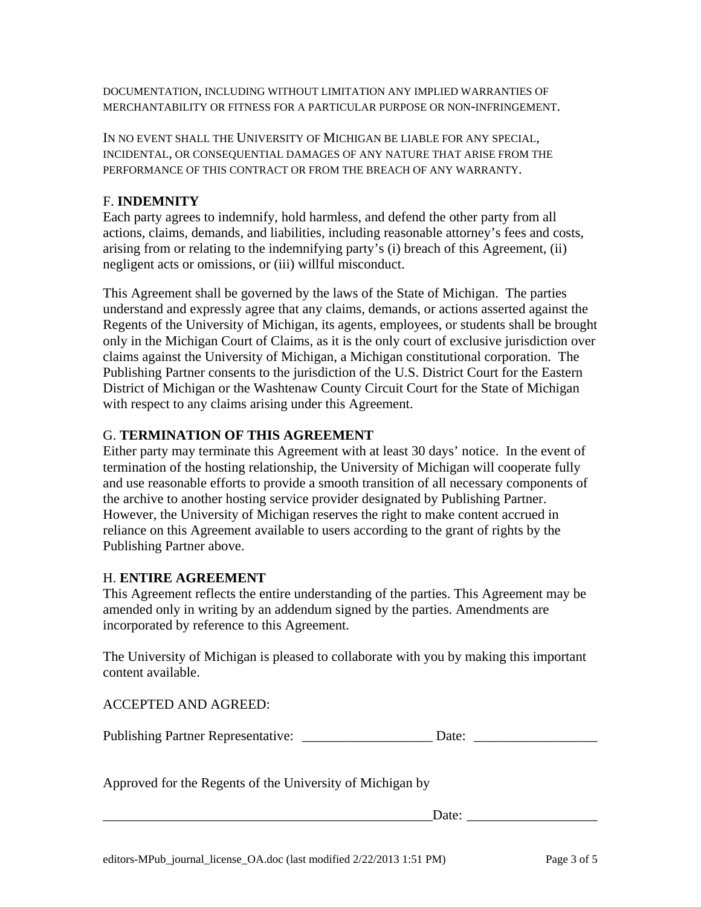DOCUMENTATION, INCLUDING WITHOUT LIMITATION ANY IMPLIED WARRANTIES OF MERCHANTABILITY OR FITNESS FOR A PARTICULAR PURPOSE OR NON-INFRINGEMENT.

IN NO EVENT SHALL THE UNIVERSITY OF MICHIGAN BE LIABLE FOR ANY SPECIAL, INCIDENTAL, OR CONSEQUENTIAL DAMAGES OF ANY NATURE THAT ARISE FROM THE PERFORMANCE OF THIS CONTRACT OR FROM THE BREACH OF ANY WARRANTY.

F. **INDEMNITY**

Each party agrees to indemnify, hold harmless, and defend the other party from all actions, claims, demands, and liabilities, including reasonable attorney's fees and costs, arising from or relating to the indemnifying party's (i) breach of this Agreement, (ii) negligent acts or omissions, or (iii) willful misconduct.

This Agreement shall be governed by the laws of the State of Michigan. The parties understand and expressly agree that any claims, demands, or actions asserted against the Regents of the University of Michigan, its agents, employees, or students shall be brought only in the Michigan Court of Claims, as it is the only court of exclusive jurisdiction over claims against the University of Michigan, a Michigan constitutional corporation. The Publishing Partner consents to the jurisdiction of the U.S. District Court for the Eastern District of Michigan or the Washtenaw County Circuit Court for the State of Michigan with respect to any claims arising under this Agreement.

G. **TERMINATION OF THIS AGREEMENT**

Either party may terminate this Agreement with at least 30 days' notice. In the event of termination of the hosting relationship, the University of Michigan will cooperate fully and use reasonable efforts to provide a smooth transition of all necessary components of the archive to another hosting service provider designated by Publishing Partner. However, the University of Michigan reserves the right to make content accrued in reliance on this Agreement available to users according to the grant of rights by the Publishing Partner above.

H. **ENTIRE AGREEMENT**

This Agreement reflects the entire understanding of the parties. This Agreement may be amended only in writing by an addendum signed by the parties. Amendments are incorporated by reference to this Agreement.

The University of Michigan is pleased to collaborate with you by making this important content available.

ACCEPTED AND AGREED:

Publishing Partner Representative: ___________________ Date: __________________

Approved for the Regents of the University of Michigan by

__________________________________________________Date: ___________________

editors-MPub_journal_license_OA.doc (last modified 2/22/2013 1:51 PM)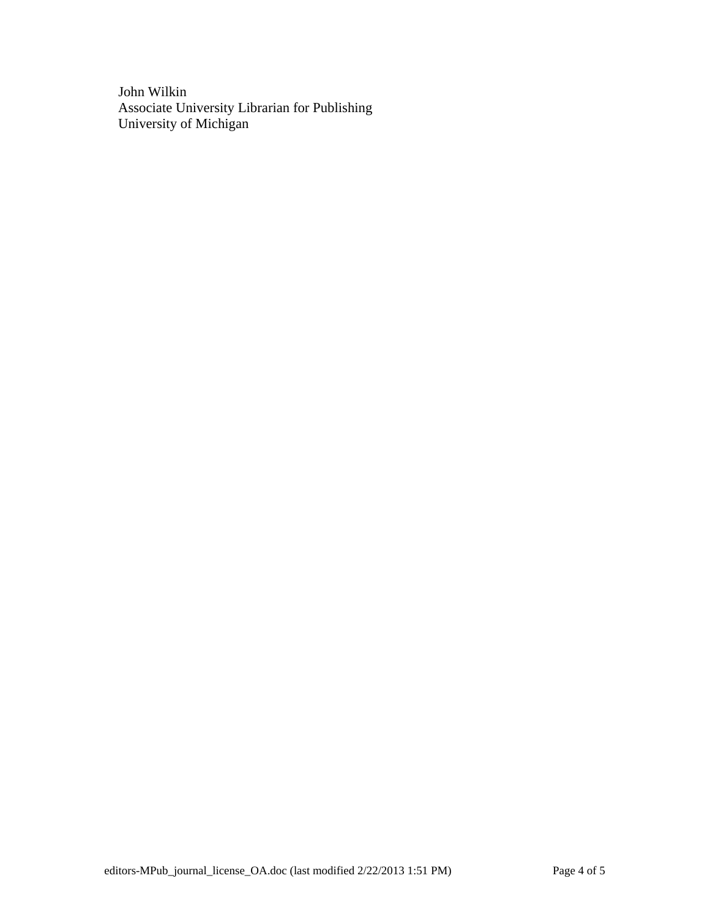John Wilkin  
Associate University Librarian for Publishing  
University of Michigan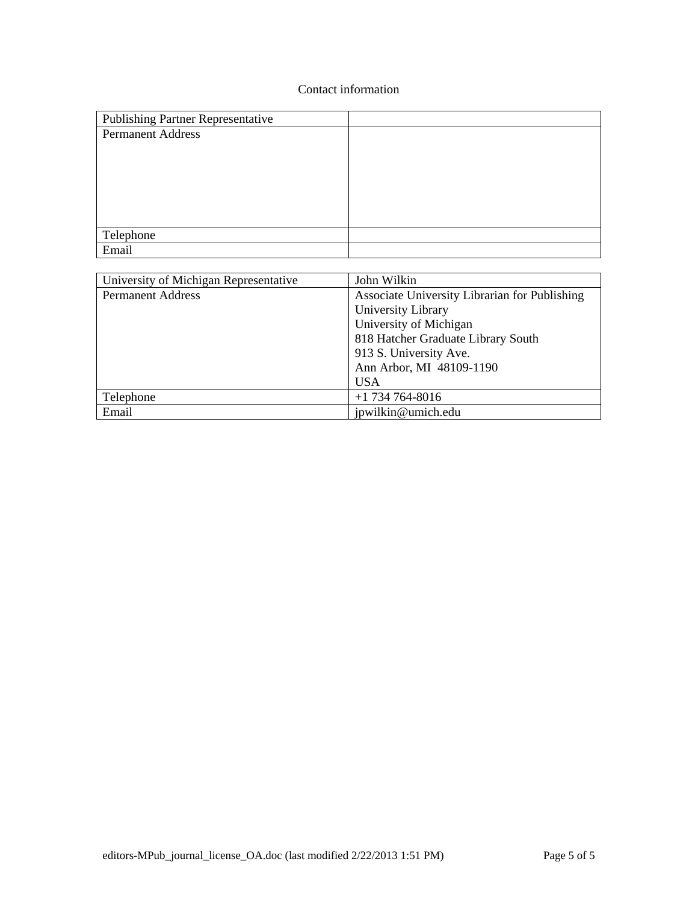Contact information

| | |
|---|---|
| Publishing Partner Representative | |
| Permanent Address | |
| Telephone | |
| Email | |

| | |
|---|---|
| University of Michigan Representative | John Wilkin |
| Permanent Address | Associate University Librarian for Publishing<br>University Library<br>University of Michigan<br>818 Hatcher Graduate Library South<br>913 S. University Ave.<br>Ann Arbor, MI 48109-1190<br>USA |
| Telephone | +1 734 764-8016 |
| Email | jpwilkin@umich.edu |